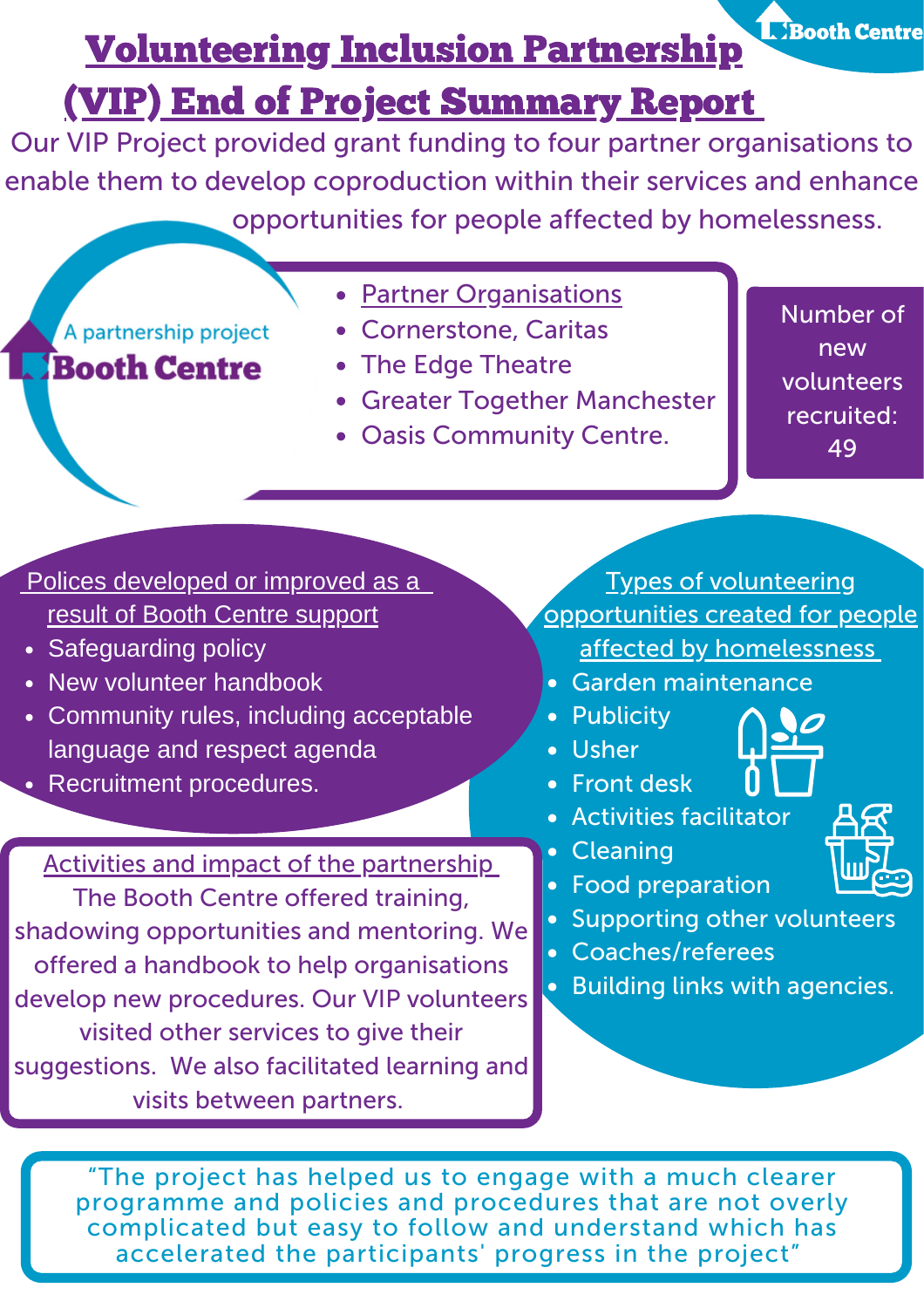# Volunteering Inclusion Partnership (VIP) End of Project Summary Report

Our VIP Project provided grant funding to four partner organisations to enable them to develop coproduction within their services and enhance opportunities for people affected by homelessness.

A partnership project
Booth Centre

- Partner Organisations
- Cornerstone, Caritas
- The Edge Theatre
- Greater Together Manchester
- Oasis Community Centre.

Number of new volunteers recruited: 49

## Polices developed or improved as a result of Booth Centre support

- Safeguarding policy
- New volunteer handbook
- Community rules, including acceptable language and respect agenda
- Recruitment procedures.

## Types of volunteering opportunities created for people affected by homelessness

- Garden maintenance
- Publicity
- Usher
- Front desk
- Activities facilitator
- Cleaning
- Food preparation
- Supporting other volunteers
- Coaches/referees
- Building links with agencies.

## Activities and impact of the partnership

The Booth Centre offered training, shadowing opportunities and mentoring. We offered a handbook to help organisations develop new procedures. Our VIP volunteers visited other services to give their suggestions. We also facilitated learning and visits between partners.

"The project has helped us to engage with a much clearer programme and policies and procedures that are not overly complicated but easy to follow and understand which has accelerated the participants' progress in the project"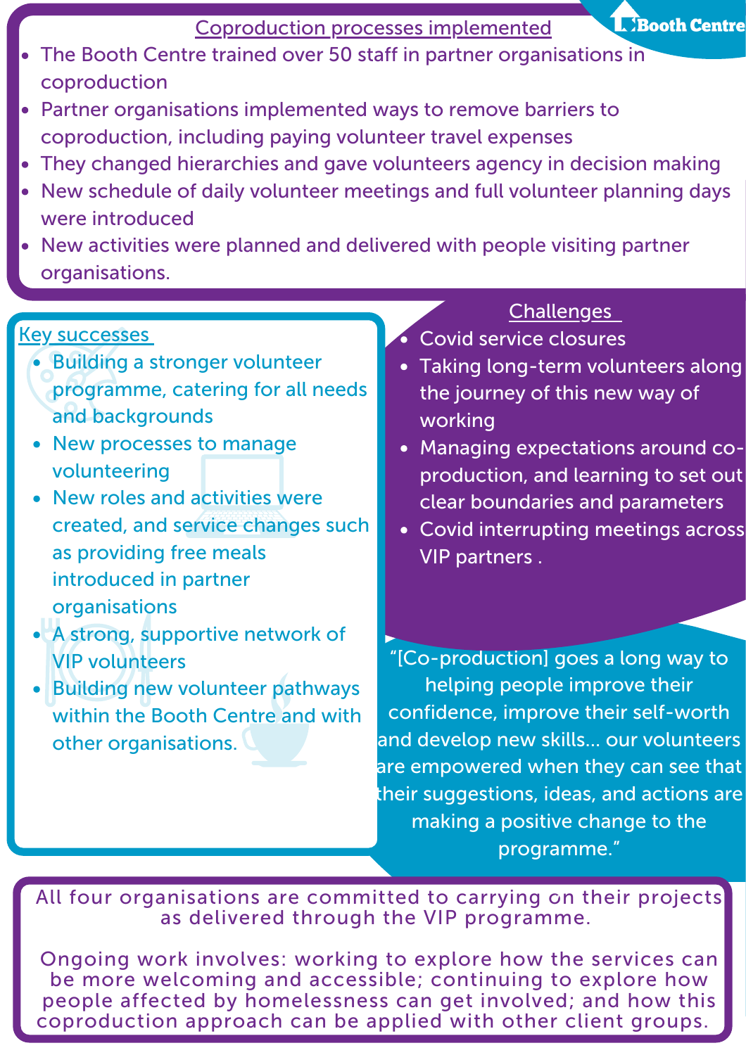## Coproduction processes implemented

- The Booth Centre trained over 50 staff in partner organisations in coproduction
- Partner organisations implemented ways to remove barriers to coproduction, including paying volunteer travel expenses
- They changed hierarchies and gave volunteers agency in decision making
- New schedule of daily volunteer meetings and full volunteer planning days were introduced
- New activities were planned and delivered with people visiting partner organisations.

## Key successes

- Building a stronger volunteer programme, catering for all needs and backgrounds
- New processes to manage volunteering
- New roles and activities were created, and service changes such as providing free meals introduced in partner organisations
- A strong, supportive network of VIP volunteers
- Building new volunteer pathways within the Booth Centre and with other organisations.

## Challenges

- Covid service closures
- Taking long-term volunteers along the journey of this new way of working
- Managing expectations around co-production, and learning to set out clear boundaries and parameters
- Covid interrupting meetings across VIP partners .

"[Co-production] goes a long way to helping people improve their confidence, improve their self-worth and develop new skills... our volunteers are empowered when they can see that their suggestions, ideas, and actions are making a positive change to the programme."

All four organisations are committed to carrying on their projects as delivered through the VIP programme.

Ongoing work involves: working to explore how the services can be more welcoming and accessible; continuing to explore how people affected by homelessness can get involved; and how this coproduction approach can be applied with other client groups.